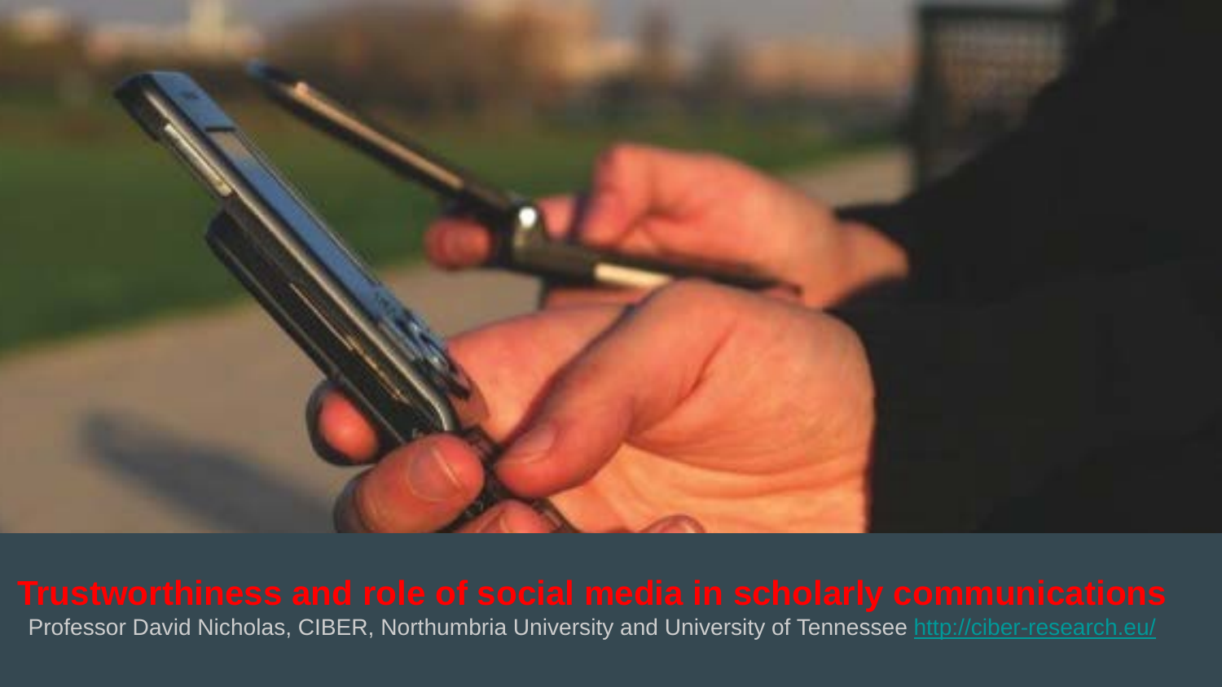# Trustworthiness and role of social media in scholarly communications

Professor David Nicholas, CIBER, Northumbria University and University of Tennessee http://ciber-research.eu/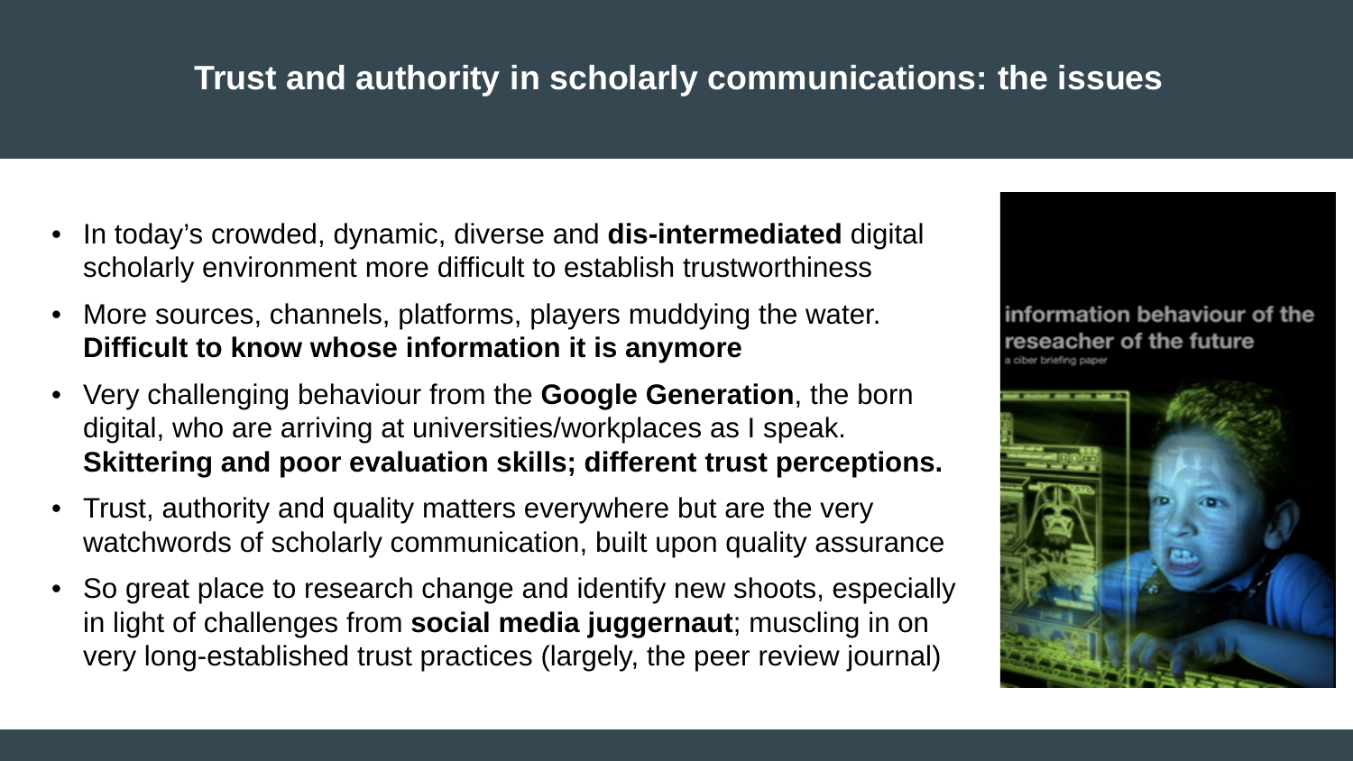## Trust and authority in scholarly communications: the issues

- In today's crowded, dynamic, diverse and **dis-intermediated** digital scholarly environment more difficult to establish trustworthiness
- More sources, channels, platforms, players muddying the water. **Difficult to know whose information it is anymore**
- Very challenging behaviour from the **Google Generation**, the born digital, who are arriving at universities/workplaces as I speak. **Skittering and poor evaluation skills; different trust perceptions.**
- Trust, authority and quality matters everywhere but are the very watchwords of scholarly communication, built upon quality assurance
- So great place to research change and identify new shoots, especially in light of challenges from **social media juggernaut**; muscling in on very long-established trust practices (largely, the peer review journal)

information behaviour of the reseacher of the future

a ciber briefing paper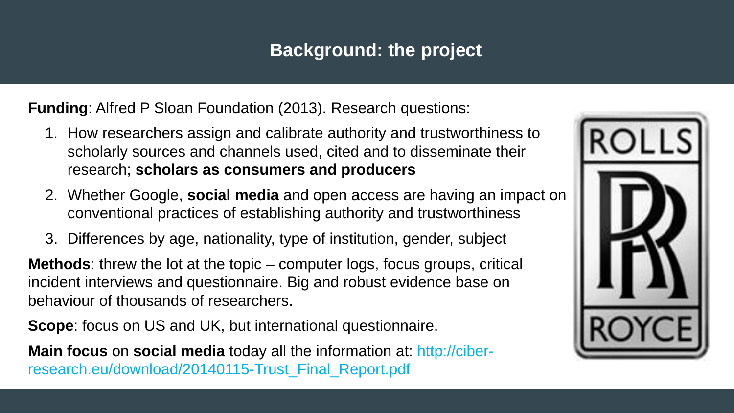# Background: the project

**Funding**: Alfred P Sloan Foundation (2013). Research questions:

1. How researchers assign and calibrate authority and trustworthiness to scholarly sources and channels used, cited and to disseminate their research; **scholars as consumers and producers**
2. Whether Google, **social media** and open access are having an impact on conventional practices of establishing authority and trustworthiness
3. Differences by age, nationality, type of institution, gender, subject

**Methods**: threw the lot at the topic – computer logs, focus groups, critical incident interviews and questionnaire. Big and robust evidence base on behaviour of thousands of researchers.

**Scope**: focus on US and UK, but international questionnaire.

**Main focus** on **social media** today all the information at: http://ciber-research.eu/download/20140115-Trust_Final_Report.pdf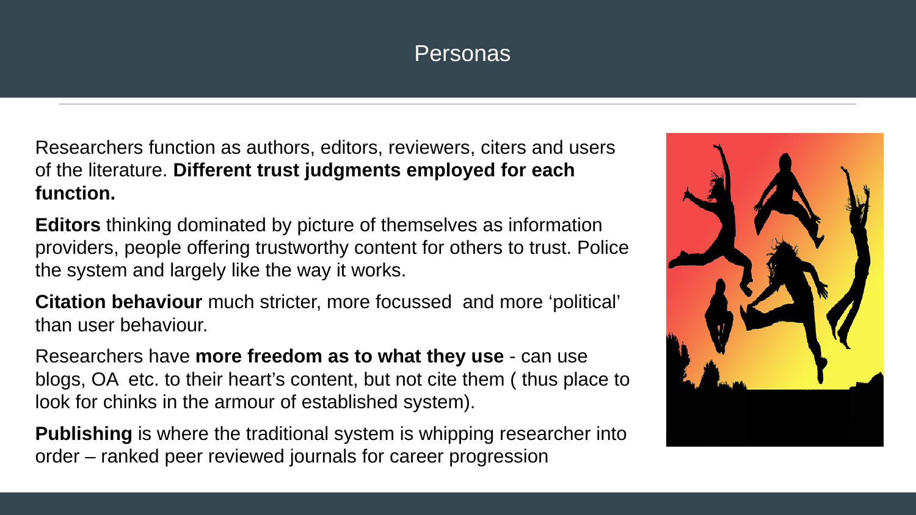# Personas

Researchers function as authors, editors, reviewers, citers and users of the literature. **Different trust judgments employed for each function.**

**Editors** thinking dominated by picture of themselves as information providers, people offering trustworthy content for others to trust. Police the system and largely like the way it works.

**Citation behaviour** much stricter, more focussed and more 'political' than user behaviour.

Researchers have **more freedom as to what they use** - can use blogs, OA etc. to their heart's content, but not cite them ( thus place to look for chinks in the armour of established system).

**Publishing** is where the traditional system is whipping researcher into order – ranked peer reviewed journals for career progression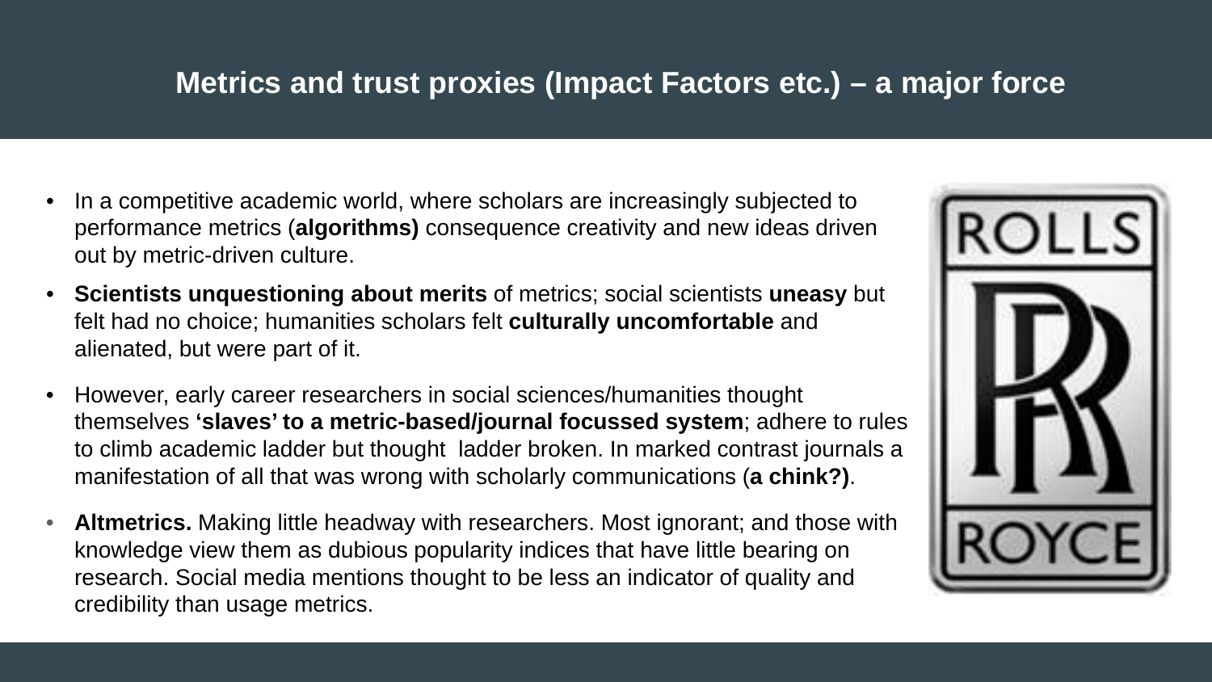# Metrics and trust proxies (Impact Factors etc.) – a major force

- In a competitive academic world, where scholars are increasingly subjected to performance metrics (**algorithms)** consequence creativity and new ideas driven out by metric-driven culture.
- **Scientists unquestioning about merits** of metrics; social scientists **uneasy** but felt had no choice; humanities scholars felt **culturally uncomfortable** and alienated, but were part of it.
- However, early career researchers in social sciences/humanities thought themselves **'slaves' to a metric-based/journal focussed system**; adhere to rules to climb academic ladder but thought ladder broken. In marked contrast journals a manifestation of all that was wrong with scholarly communications (**a chink?)**.
- **Altmetrics.** Making little headway with researchers. Most ignorant; and those with knowledge view them as dubious popularity indices that have little bearing on research. Social media mentions thought to be less an indicator of quality and credibility than usage metrics.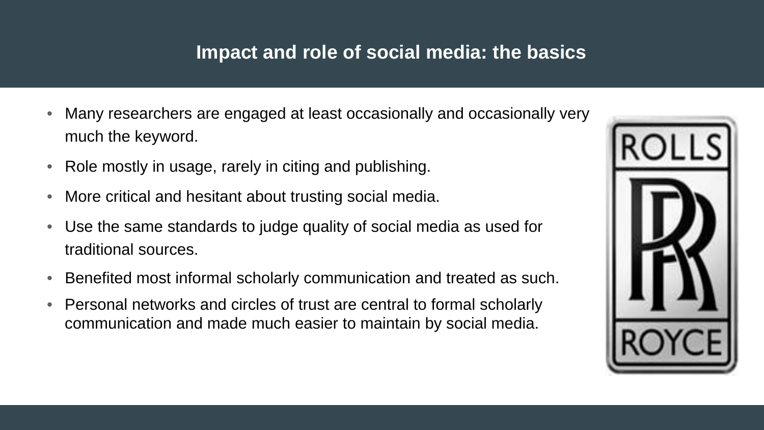## Impact and role of social media: the basics

- Many researchers are engaged at least occasionally and occasionally very much the keyword.
- Role mostly in usage, rarely in citing and publishing.
- More critical and hesitant about trusting social media.
- Use the same standards to judge quality of social media as used for traditional sources.
- Benefited most informal scholarly communication and treated as such.
- Personal networks and circles of trust are central to formal scholarly communication and made much easier to maintain by social media.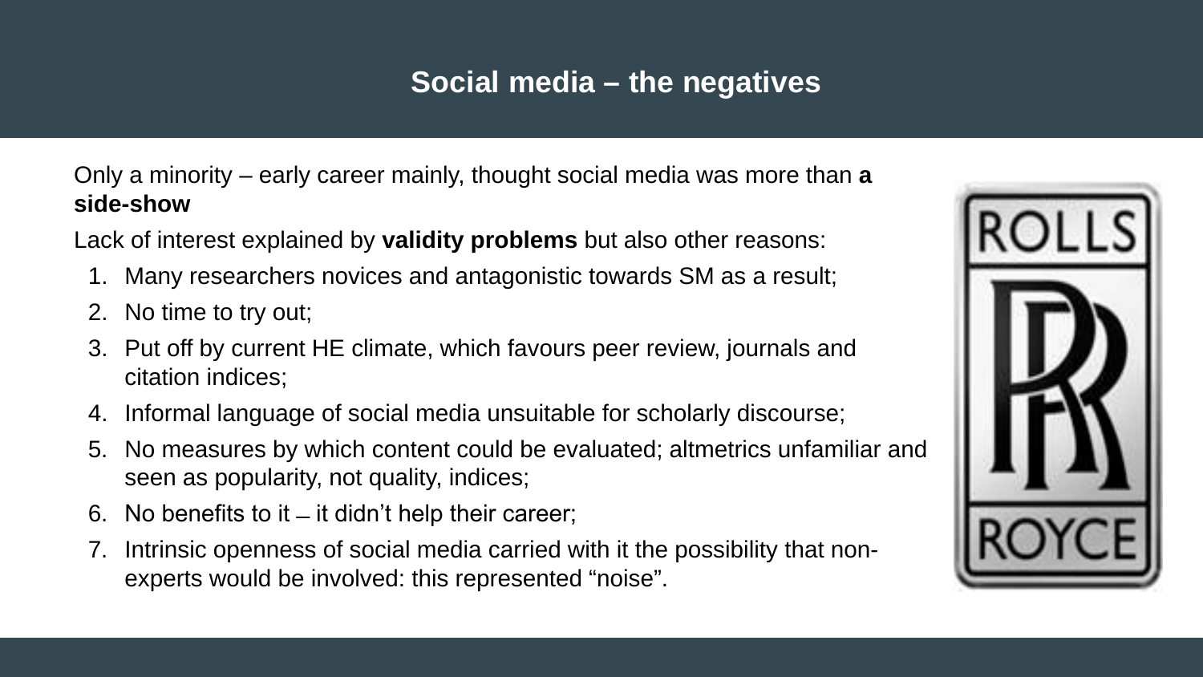## Social media – the negatives

Only a minority – early career mainly, thought social media was more than **a side-show**

Lack of interest explained by **validity problems** but also other reasons:

1. Many researchers novices and antagonistic towards SM as a result;
2. No time to try out;
3. Put off by current HE climate, which favours peer review, journals and citation indices;
4. Informal language of social media unsuitable for scholarly discourse;
5. No measures by which content could be evaluated; altmetrics unfamiliar and seen as popularity, not quality, indices;
6. No benefits to it – it didn't help their career;
7. Intrinsic openness of social media carried with it the possibility that non-experts would be involved: this represented "noise".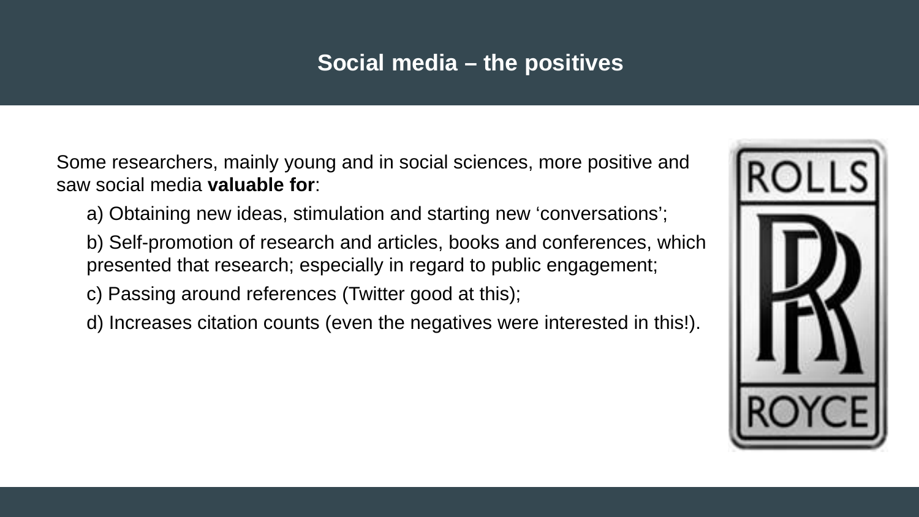# Social media – the positives

Some researchers, mainly young and in social sciences, more positive and saw social media **valuable for**:

a) Obtaining new ideas, stimulation and starting new 'conversations';

b) Self-promotion of research and articles, books and conferences, which presented that research; especially in regard to public engagement;

c) Passing around references (Twitter good at this);

d) Increases citation counts (even the negatives were interested in this!).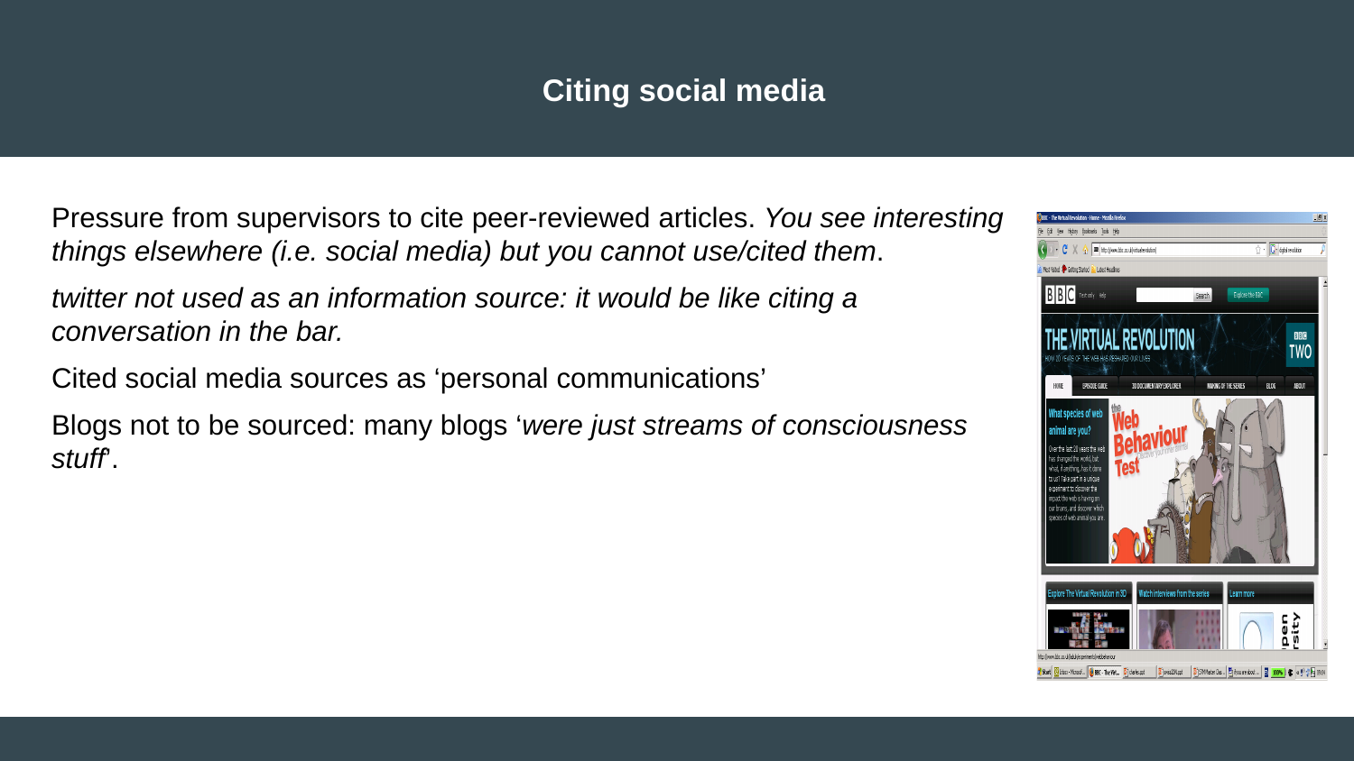# Citing social media

Pressure from supervisors to cite peer-reviewed articles. *You see interesting things elsewhere (i.e. social media) but you cannot use/cited them*.

*twitter not used as an information source: it would be like citing a conversation in the bar.*

Cited social media sources as 'personal communications'

Blogs not to be sourced: many blogs '*were just streams of consciousness stuff*'.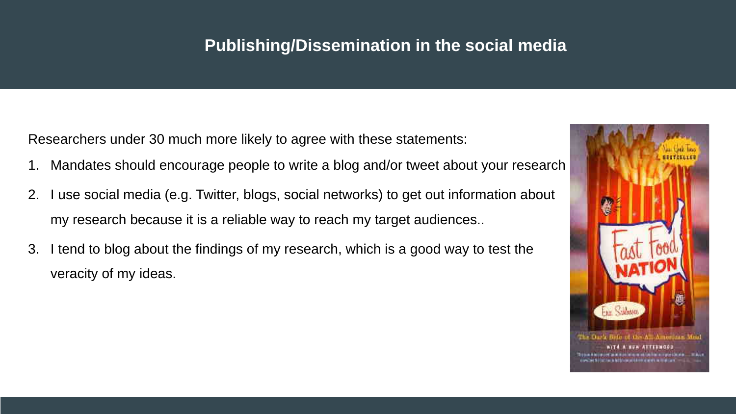# Publishing/Dissemination in the social media

Researchers under 30 much more likely to agree with these statements:

1. Mandates should encourage people to write a blog and/or tweet about your research
2. I use social media (e.g. Twitter, blogs, social networks) to get out information about my research because it is a reliable way to reach my target audiences..
3. I tend to blog about the findings of my research, which is a good way to test the veracity of my ideas.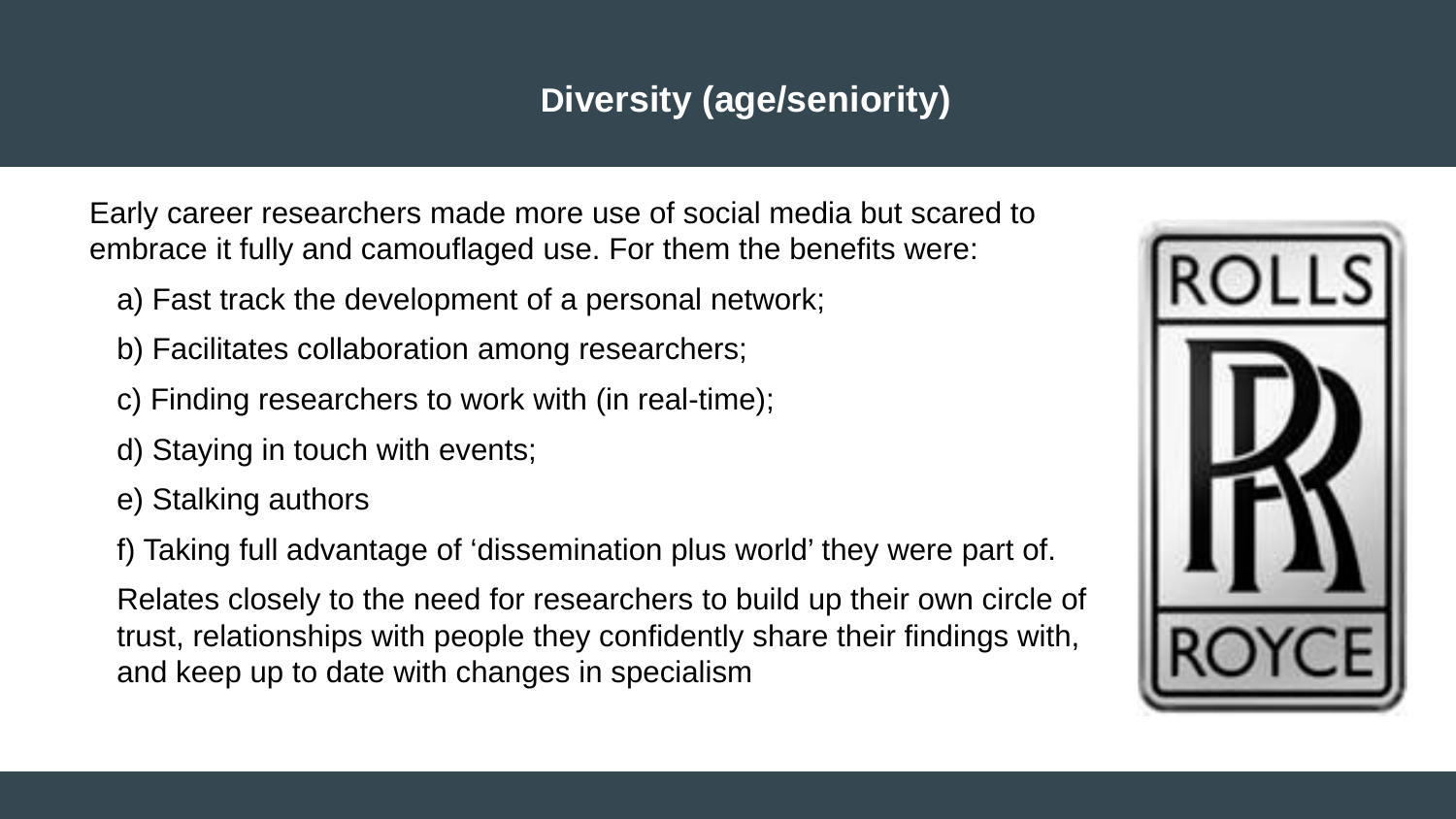## Diversity (age/seniority)

Early career researchers made more use of social media but scared to embrace it fully and camouflaged use. For them the benefits were:

a) Fast track the development of a personal network;

b) Facilitates collaboration among researchers;

c) Finding researchers to work with (in real-time);

d) Staying in touch with events;

e) Stalking authors

f) Taking full advantage of 'dissemination plus world' they were part of.

Relates closely to the need for researchers to build up their own circle of trust, relationships with people they confidently share their findings with, and keep up to date with changes in specialism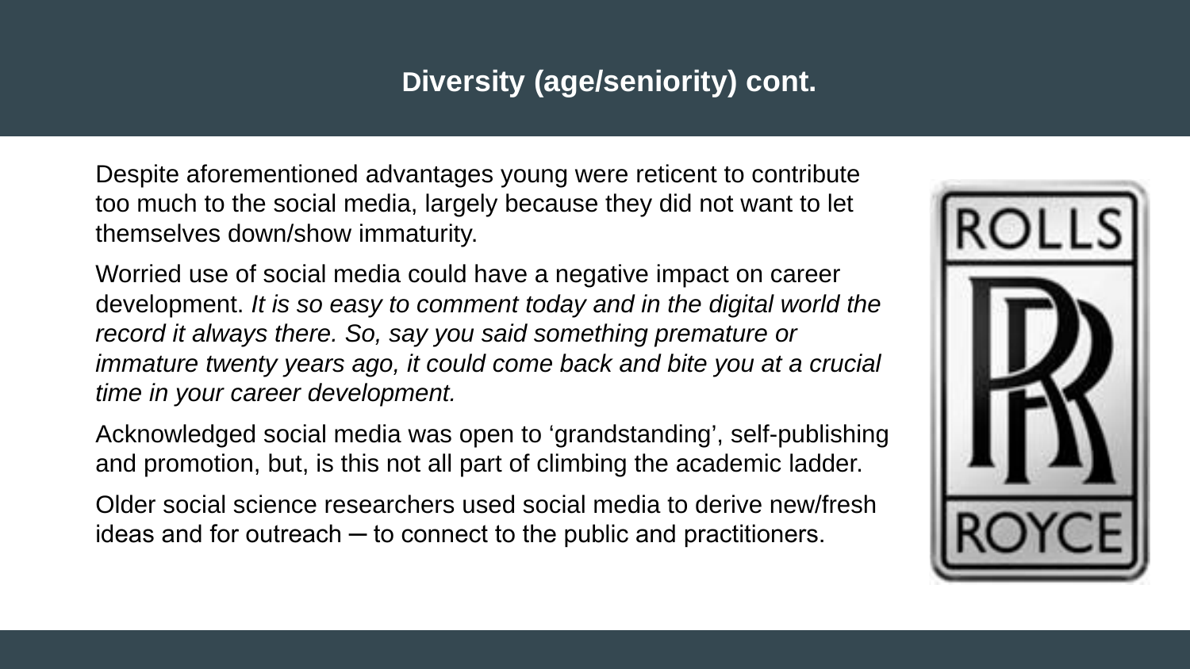## Diversity (age/seniority) cont.

Despite aforementioned advantages young were reticent to contribute too much to the social media, largely because they did not want to let themselves down/show immaturity.

Worried use of social media could have a negative impact on career development. *It is so easy to comment today and in the digital world the record it always there. So, say you said something premature or immature twenty years ago, it could come back and bite you at a crucial time in your career development.*

Acknowledged social media was open to 'grandstanding', self-publishing and promotion, but, is this not all part of climbing the academic ladder.

Older social science researchers used social media to derive new/fresh ideas and for outreach – to connect to the public and practitioners.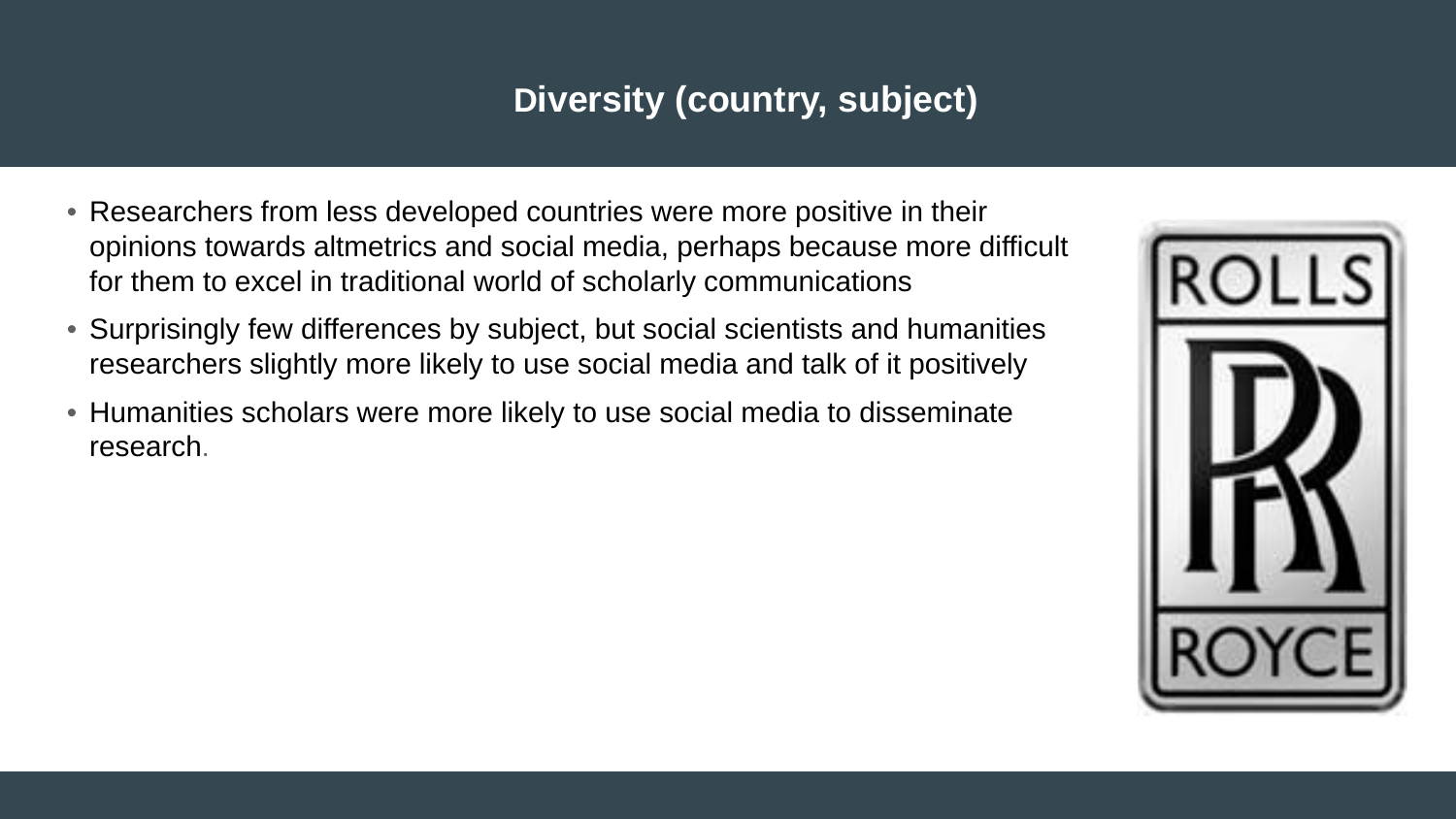# Diversity (country, subject)

- Researchers from less developed countries were more positive in their opinions towards altmetrics and social media, perhaps because more difficult for them to excel in traditional world of scholarly communications
- Surprisingly few differences by subject, but social scientists and humanities researchers slightly more likely to use social media and talk of it positively
- Humanities scholars were more likely to use social media to disseminate research.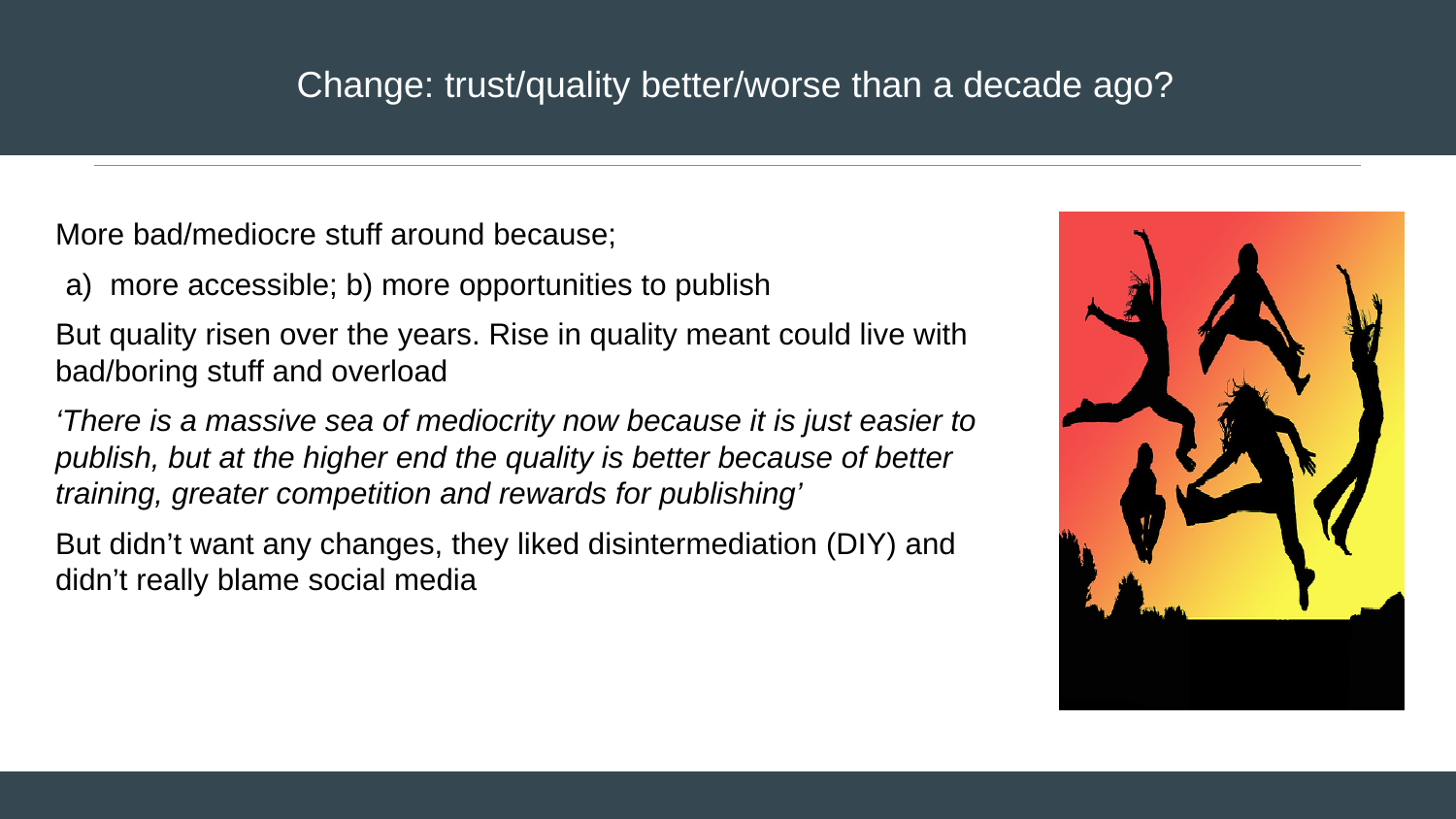# Change: trust/quality better/worse than a decade ago?

More bad/mediocre stuff around because;

a) more accessible; b) more opportunities to publish

But quality risen over the years. Rise in quality meant could live with bad/boring stuff and overload

*'There is a massive sea of mediocrity now because it is just easier to publish, but at the higher end the quality is better because of better training, greater competition and rewards for publishing'*

But didn't want any changes, they liked disintermediation (DIY) and didn't really blame social media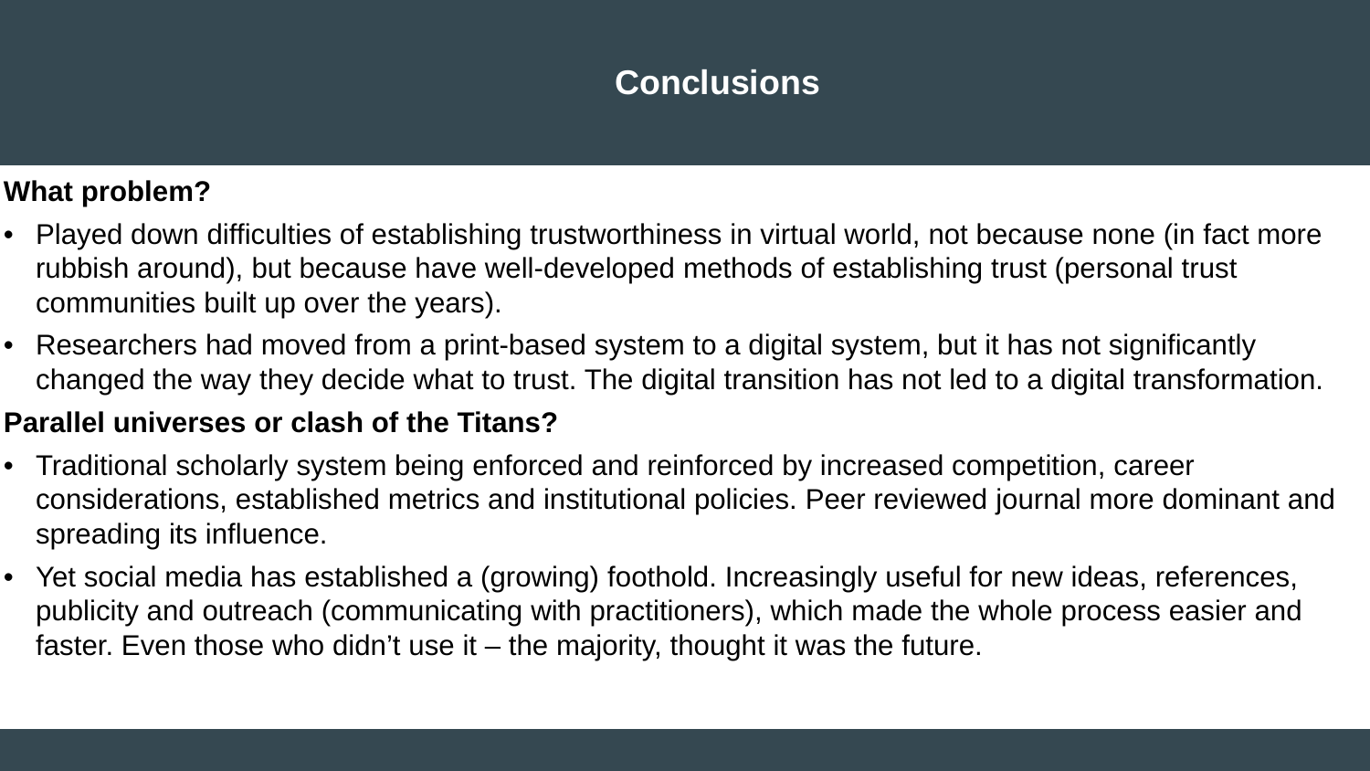# Conclusions

**What problem?**

- Played down difficulties of establishing trustworthiness in virtual world, not because none (in fact more rubbish around), but because have well-developed methods of establishing trust (personal trust communities built up over the years).
- Researchers had moved from a print-based system to a digital system, but it has not significantly changed the way they decide what to trust. The digital transition has not led to a digital transformation.

**Parallel universes or clash of the Titans?**

- Traditional scholarly system being enforced and reinforced by increased competition, career considerations, established metrics and institutional policies. Peer reviewed journal more dominant and spreading its influence.
- Yet social media has established a (growing) foothold. Increasingly useful for new ideas, references, publicity and outreach (communicating with practitioners), which made the whole process easier and faster. Even those who didn't use it – the majority, thought it was the future.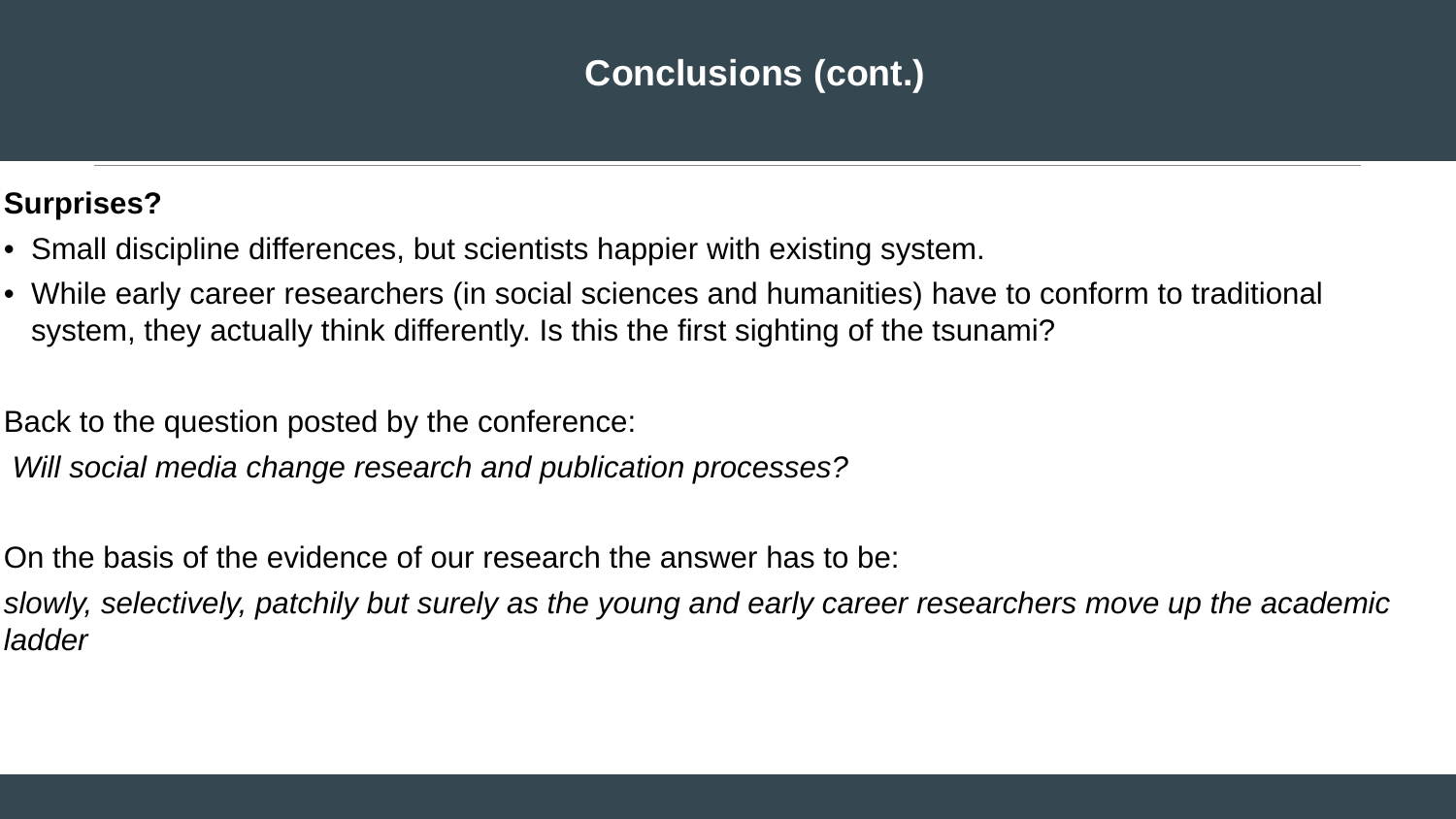# Conclusions (cont.)

**Surprises?**

- Small discipline differences, but scientists happier with existing system.
- While early career researchers (in social sciences and humanities) have to conform to traditional system, they actually think differently. Is this the first sighting of the tsunami?

Back to the question posted by the conference:

*Will social media change research and publication processes?*

On the basis of the evidence of our research the answer has to be:

*slowly, selectively, patchily but surely as the young and early career researchers move up the academic ladder*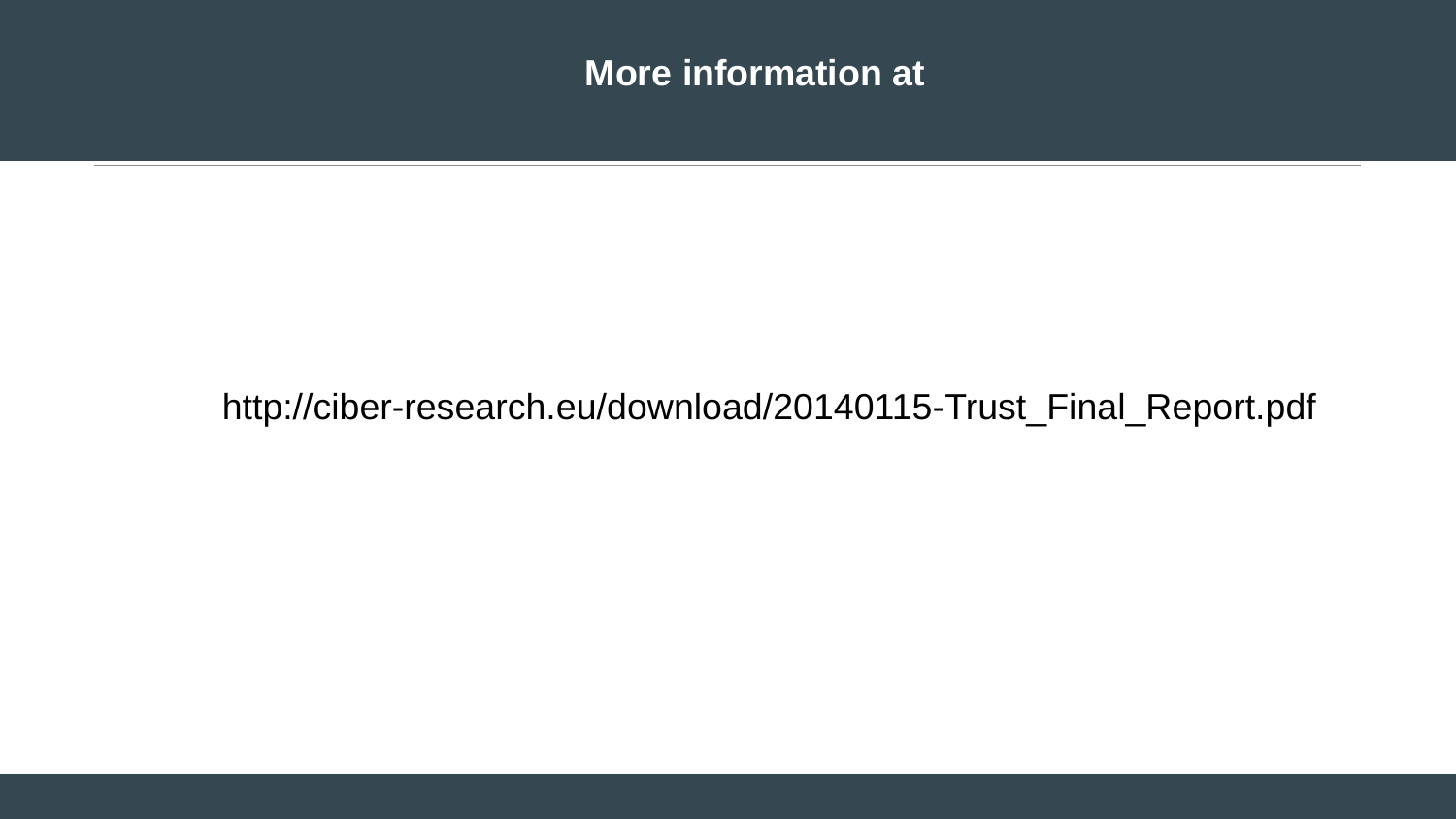# More information at

http://ciber-research.eu/download/20140115-Trust_Final_Report.pdf